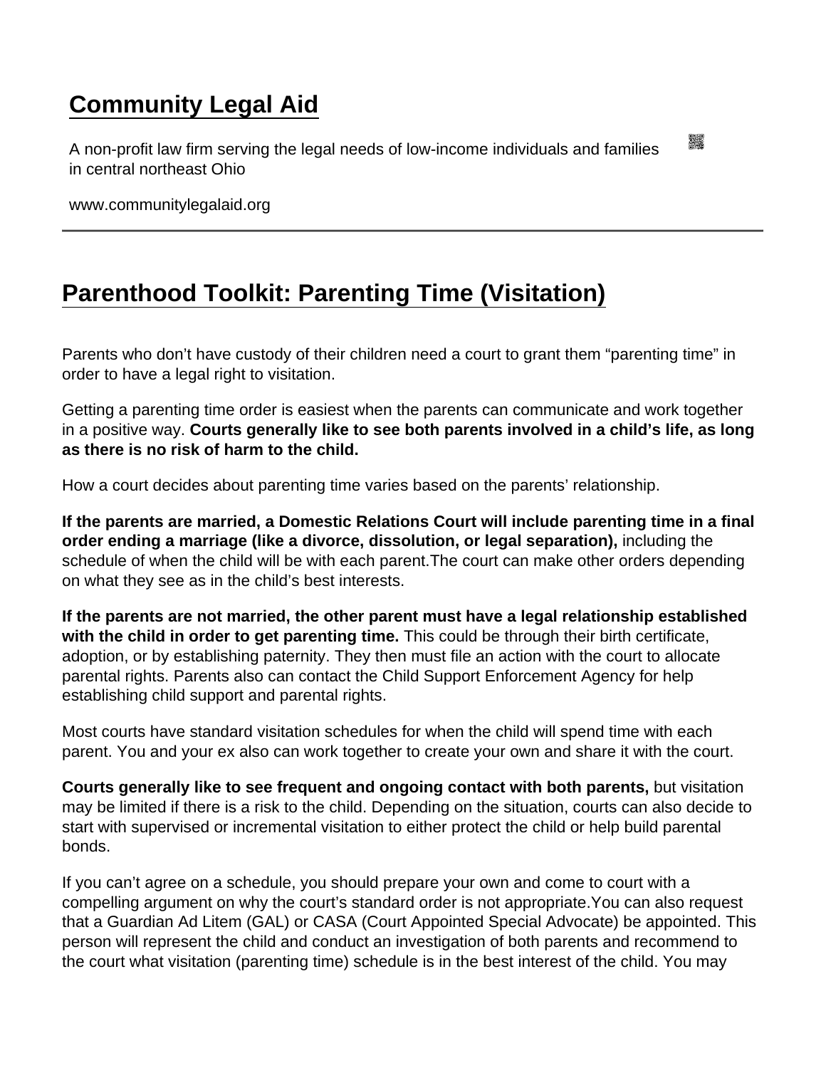# Community Legal Aid

A non-profit law firm serving the legal needs of low-income individuals and families in central northeast Ohio

www.communitylegalaid.org

---

## Parenthood Toolkit: Parenting Time (Visitation)

Parents who don't have custody of their children need a court to grant them "parenting time" in order to have a legal right to visitation.

Getting a parenting time order is easiest when the parents can communicate and work together in a positive way. **Courts generally like to see both parents involved in a child's life, as long as there is no risk of harm to the child.**

How a court decides about parenting time varies based on the parents' relationship.

**If the parents are married, a Domestic Relations Court will include parenting time in a final order ending a marriage (like a divorce, dissolution, or legal separation),** including the schedule of when the child will be with each parent.The court can make other orders depending on what they see as in the child's best interests.

**If the parents are not married, the other parent must have a legal relationship established with the child in order to get parenting time.** This could be through their birth certificate, adoption, or by establishing paternity. They then must file an action with the court to allocate parental rights. Parents also can contact the Child Support Enforcement Agency for help establishing child support and parental rights.

Most courts have standard visitation schedules for when the child will spend time with each parent. You and your ex also can work together to create your own and share it with the court.

**Courts generally like to see frequent and ongoing contact with both parents,** but visitation may be limited if there is a risk to the child. Depending on the situation, courts can also decide to start with supervised or incremental visitation to either protect the child or help build parental bonds.

If you can't agree on a schedule, you should prepare your own and come to court with a compelling argument on why the court's standard order is not appropriate.You can also request that a Guardian Ad Litem (GAL) or CASA (Court Appointed Special Advocate) be appointed. This person will represent the child and conduct an investigation of both parents and recommend to the court what visitation (parenting time) schedule is in the best interest of the child. You may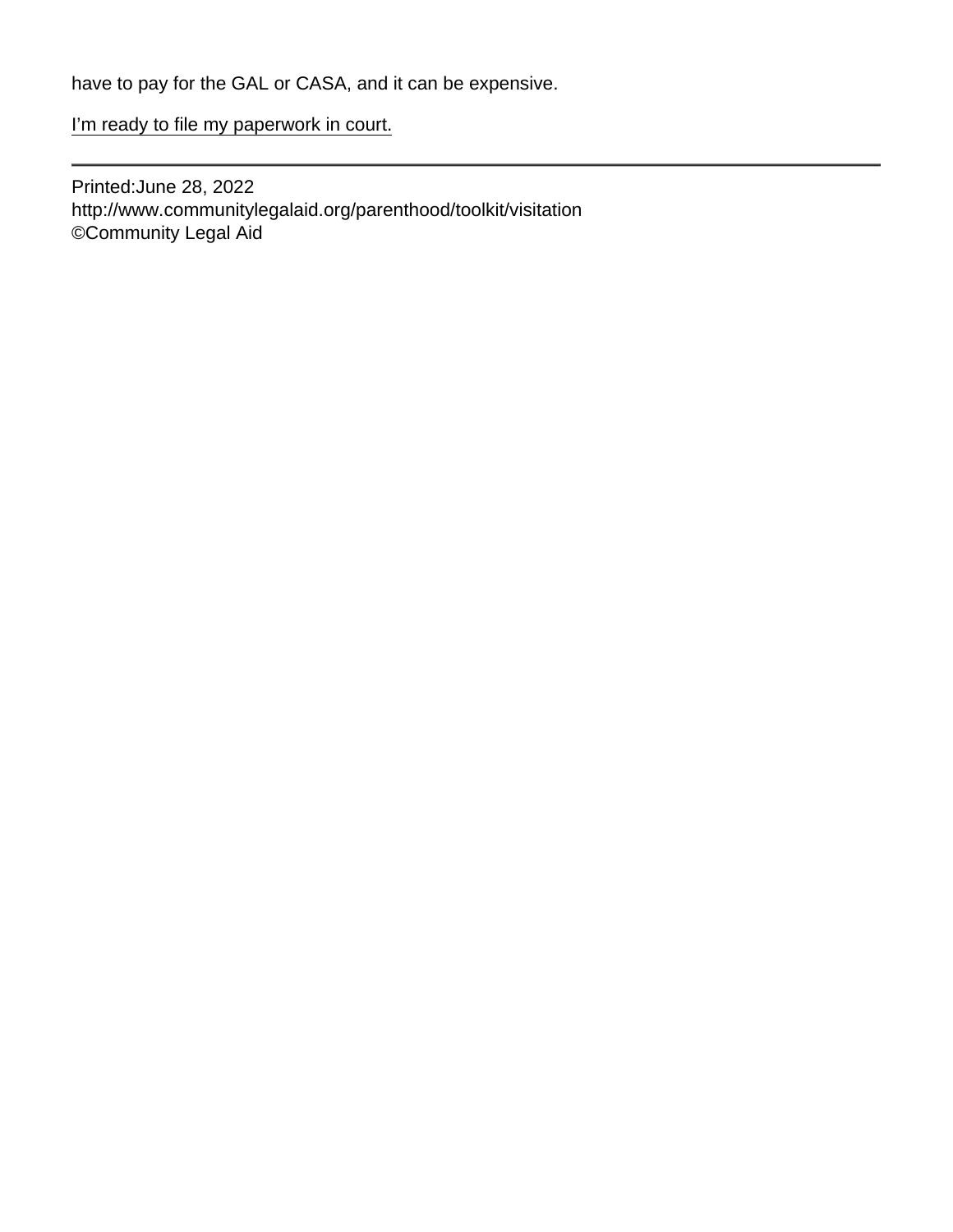have to pay for the GAL or CASA, and it can be expensive.

I'm ready to file my paperwork in court.

---

Printed:June 28, 2022
http://www.communitylegalaid.org/parenthood/toolkit/visitation
©Community Legal Aid